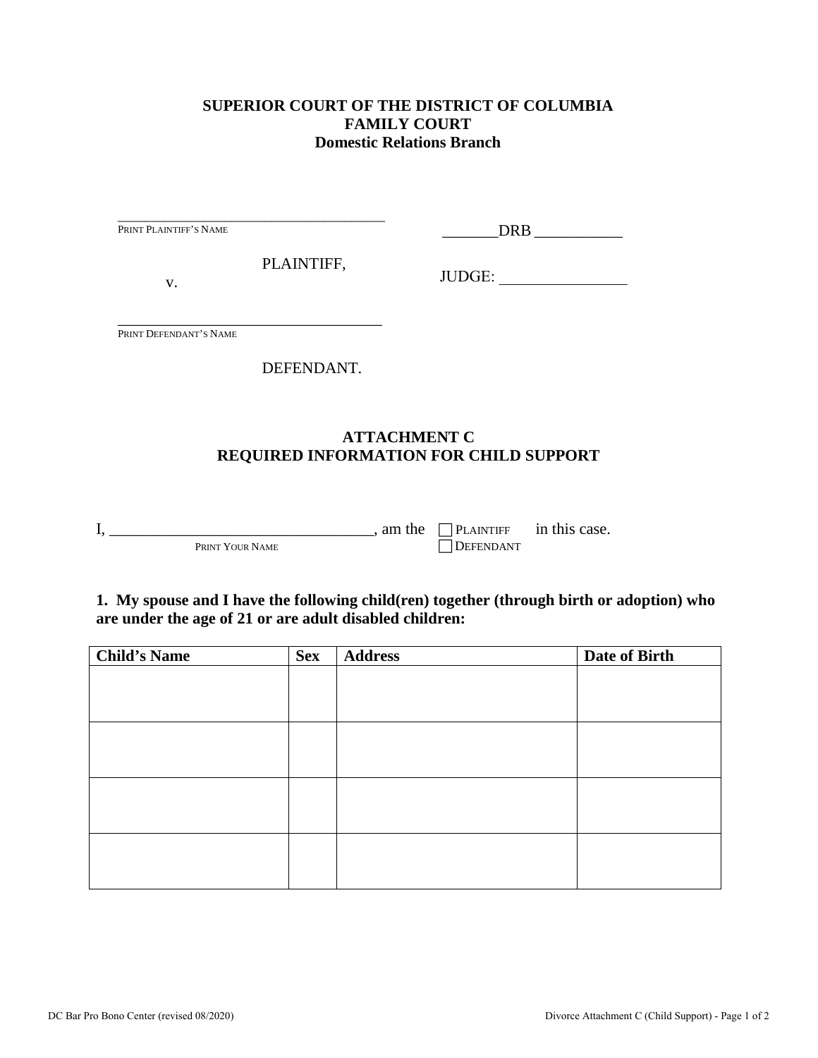**SUPERIOR COURT OF THE DISTRICT OF COLUMBIA**
**FAMILY COURT**
**Domestic Relations Branch**

_______________________________________
PRINT PLAINTIFF'S NAME

PLAINTIFF,

v.

_______________________________________
PRINT DEFENDANT'S NAME

DEFENDANT.

_______DRB ___________

JUDGE: ________________

## ATTACHMENT C
## REQUIRED INFORMATION FOR CHILD SUPPORT

I, _________________________________, am the ☐ PLAINTIFF ☐ DEFENDANT in this case.
PRINT YOUR NAME

**1. My spouse and I have the following child(ren) together (through birth or adoption) who are under the age of 21 or are adult disabled children:**

| Child's Name | Sex | Address | Date of Birth |
|---|---|---|---|
| | | | |
| | | | |
| | | | |
| | | | |

DC Bar Pro Bono Center (revised 08/2020)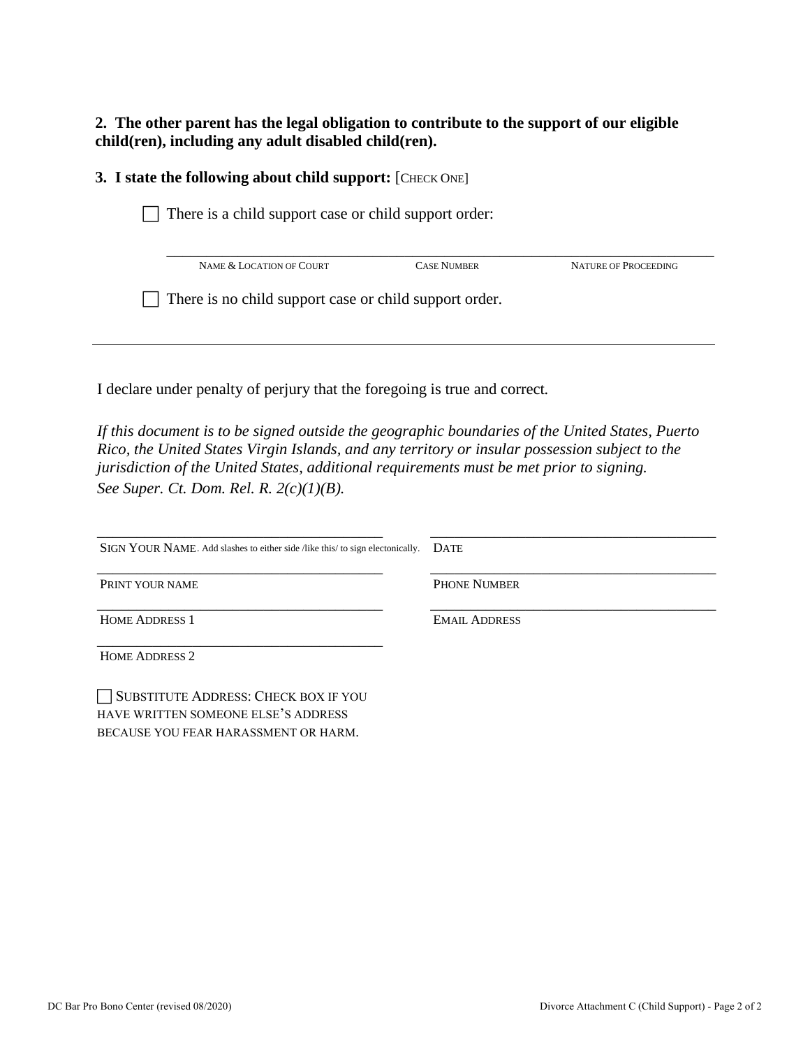**2. The other parent has the legal obligation to contribute to the support of our eligible child(ren), including any adult disabled child(ren).**

**3. I state the following about child support:** [CHECK ONE]

☐ There is a child support case or child support order:

______________________________________________________________

NAME & LOCATION OF COURT | CASE NUMBER | NATURE OF PROCEEDING

☐ There is no child support case or child support order.

---

I declare under penalty of perjury that the foregoing is true and correct.

*If this document is to be signed outside the geographic boundaries of the United States, Puerto Rico, the United States Virgin Islands, and any territory or insular possession subject to the jurisdiction of the United States, additional requirements must be met prior to signing. See Super. Ct. Dom. Rel. R. 2(c)(1)(B).*

______________________________

SIGN YOUR NAME. Add slashes to either side /like this/ to sign electonically.

______________________________

DATE

______________________________

PRINT YOUR NAME

______________________________

PHONE NUMBER

______________________________

HOME ADDRESS 1

______________________________

EMAIL ADDRESS

______________________________

HOME ADDRESS 2

☐ SUBSTITUTE ADDRESS: CHECK BOX IF YOU HAVE WRITTEN SOMEONE ELSE'S ADDRESS BECAUSE YOU FEAR HARASSMENT OR HARM.

DC Bar Pro Bono Center (revised 08/2020)

Divorce Attachment C (Child Support)